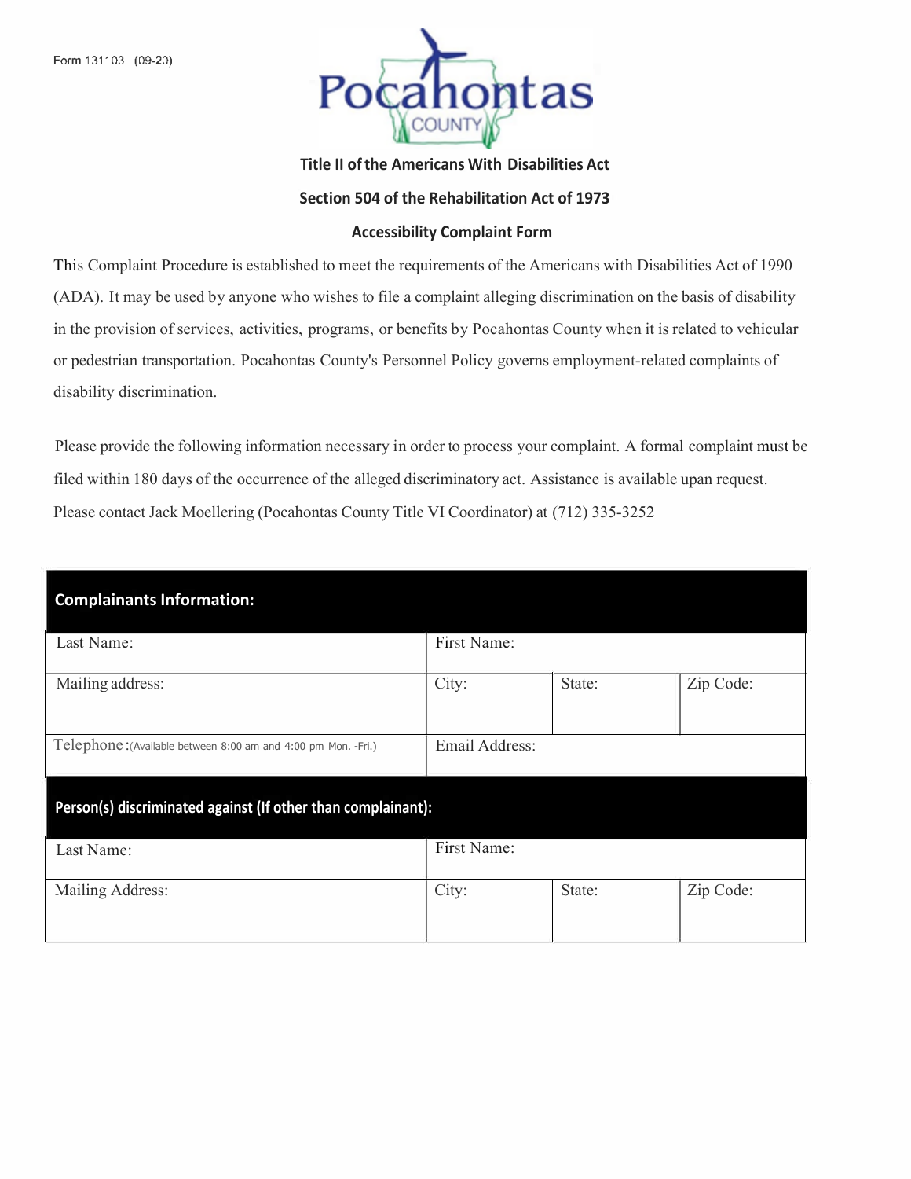Form 131103 (09-20)

Pocahontas COUNTY

### Title II of the Americans With Disabilities Act

### Section 504 of the Rehabilitation Act of 1973

### Accessibility Complaint Form

This Complaint Procedure is established to meet the requirements of the Americans with Disabilities Act of 1990 (ADA). It may be used by anyone who wishes to file a complaint alleging discrimination on the basis of disability in the provision of services, activities, programs, or benefits by Pocahontas County when it is related to vehicular or pedestrian transportation. Pocahontas County's Personnel Policy governs employment-related complaints of disability discrimination.

Please provide the following information necessary in order to process your complaint. A formal complaint must be filed within 180 days of the occurrence of the alleged discriminatory act. Assistance is available upan request. Please contact Jack Moellering (Pocahontas County Title VI Coordinator) at (712) 335-3252

| **Complainants Information:** | | | |
|---|---|---|---|
| Last Name: | First Name: | | |
| Mailing address: | City: | State: | Zip Code: |
| Telephone: (Available between 8:00 am and 4:00 pm Mon. -Fri.) | Email Address: | | |
| **Person(s) discriminated against (If other than complainant):** | | | |
| Last Name: | First Name: | | |
| Mailing Address: | City: | State: | Zip Code: |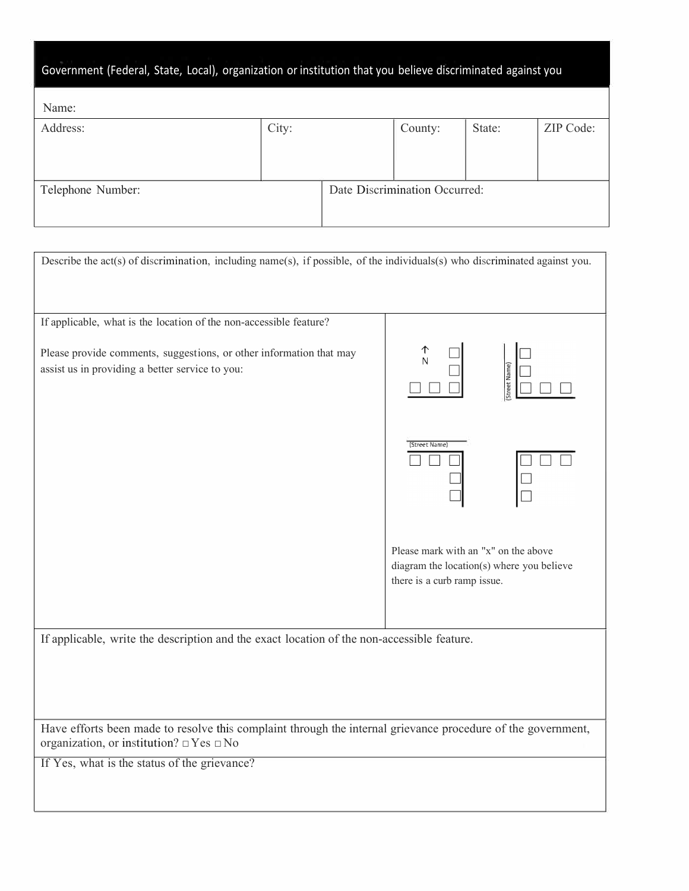## Government (Federal, State, Local), organization or institution that you believe discriminated against you

| Name: | | | | |
|---|---|---|---|---|
| Address: | City: | County: | State: | ZIP Code: |
| Telephone Number: | | Date Discrimination Occurred: | | |

Describe the act(s) of discrimination, including name(s), if possible, of the individuals(s) who discriminated against you.

If applicable, what is the location of the non-accessible feature?

Please provide comments, suggestions, or other information that may assist us in providing a better service to you:

N

(Street Name)

(Street Name)

Please mark with an "x" on the above diagram the location(s) where you believe there is a curb ramp issue.

If applicable, write the description and the exact location of the non-accessible feature.

Have efforts been made to resolve this complaint through the internal grievance procedure of the government, organization, or institution? □ Yes □ No

If Yes, what is the status of the grievance?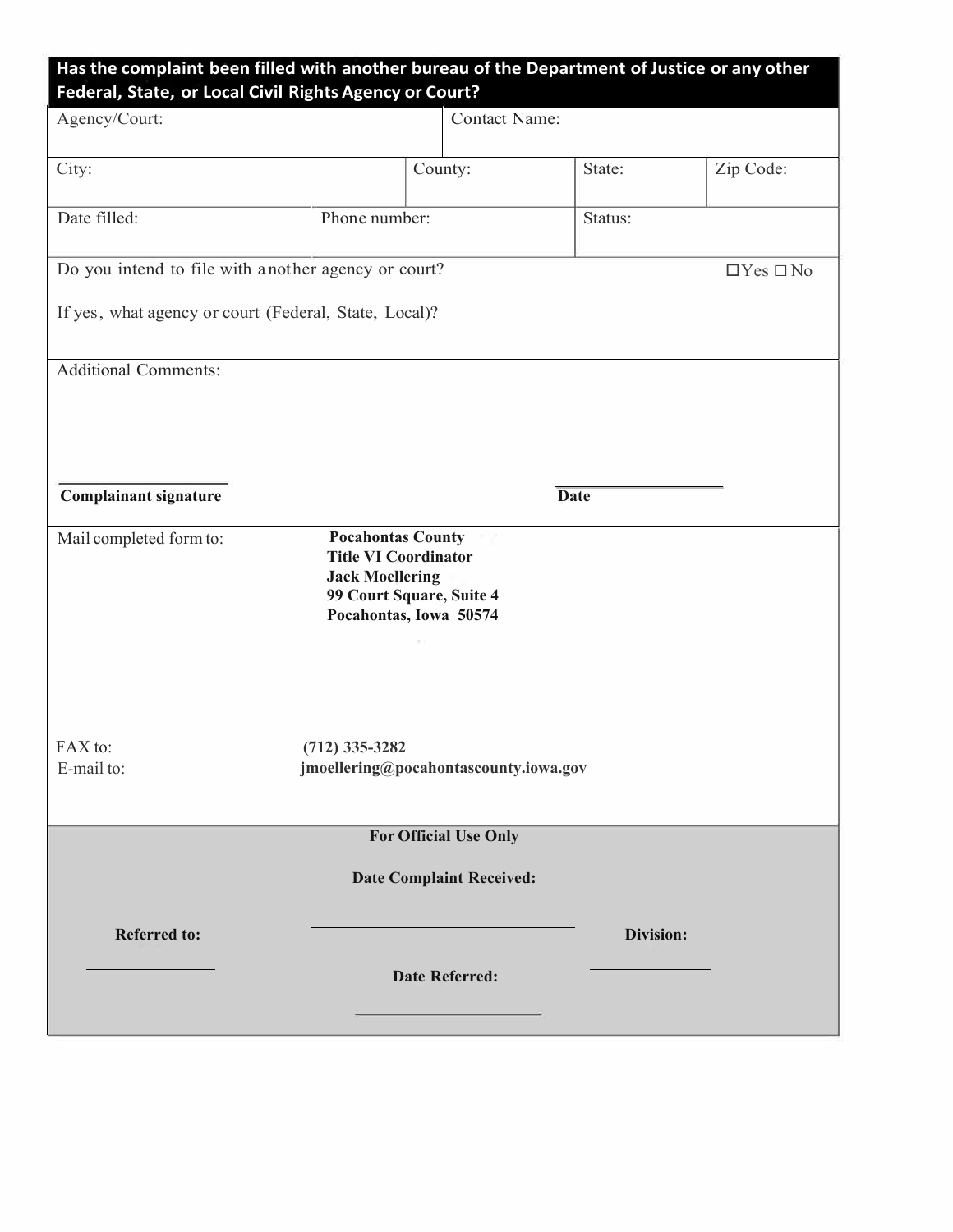**Has the complaint been filled with another bureau of the Department of Justice or any other Federal, State, or Local Civil Rights Agency or Court?**

| Agency/Court: | | Contact Name: | |
|---|---|---|---|
| City: | County: | State: | Zip Code: |
| Date filled: | Phone number: | Status: | |

Do you intend to file with another agency or court? ☐Yes ☐No

If yes, what agency or court (Federal, State, Local)?

Additional Comments:

**Complainant signature** ____________________ **Date** ____________________

Mail completed form to:

**Pocahontas County**
**Title VI Coordinator**
**Jack Moellering**
**99 Court Square, Suite 4**
**Pocahontas, Iowa 50574**

FAX to: **(712) 335-3282**
E-mail to: **jmoellering@pocahontascounty.iowa.gov**

**For Official Use Only**

**Date Complaint Received:** ____________________

**Referred to:** ____________________ **Division:** ____________________

**Date Referred:** ____________________